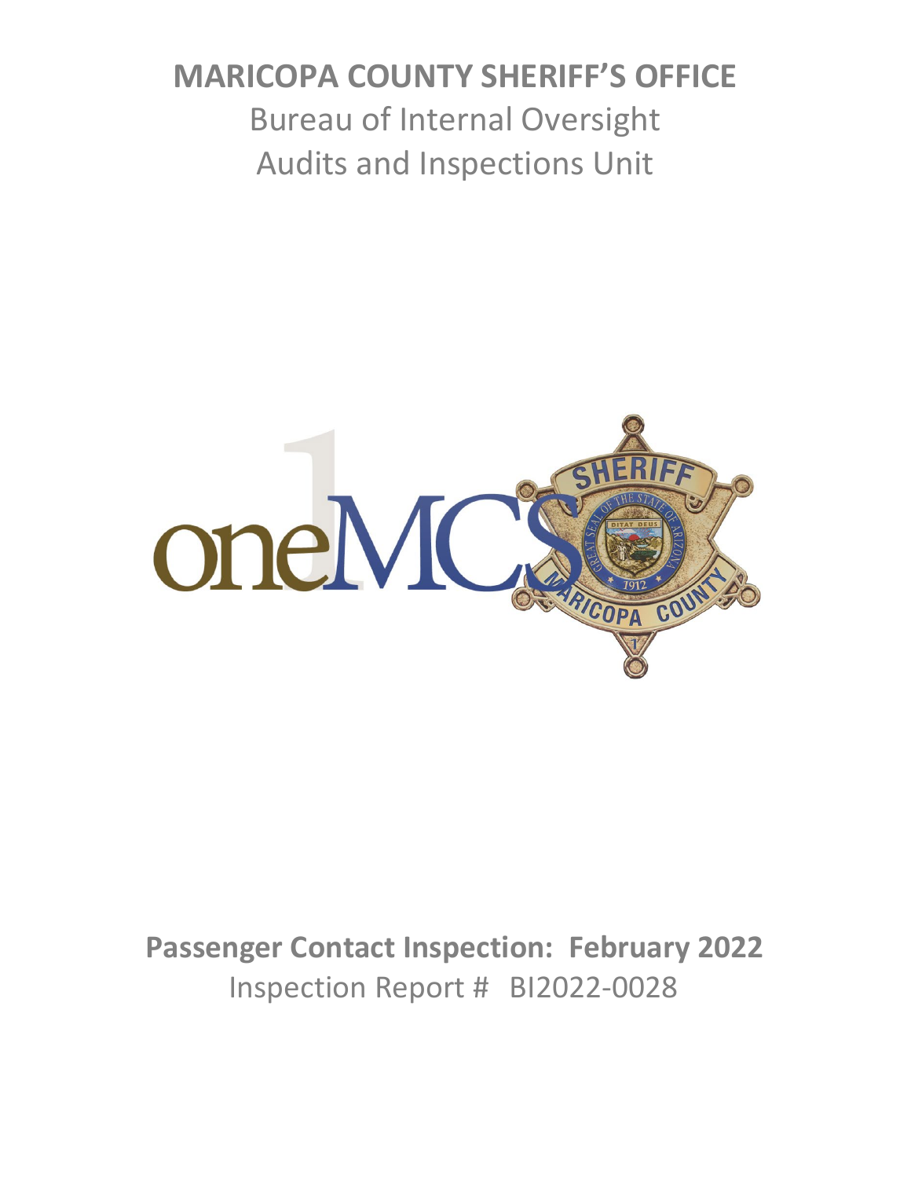# MARICOPA COUNTY SHERIFF'S OFFICE

## Bureau of Internal Oversight
## Audits and Inspections Unit

**Passenger Contact Inspection: February 2022**

Inspection Report # BI2022-0028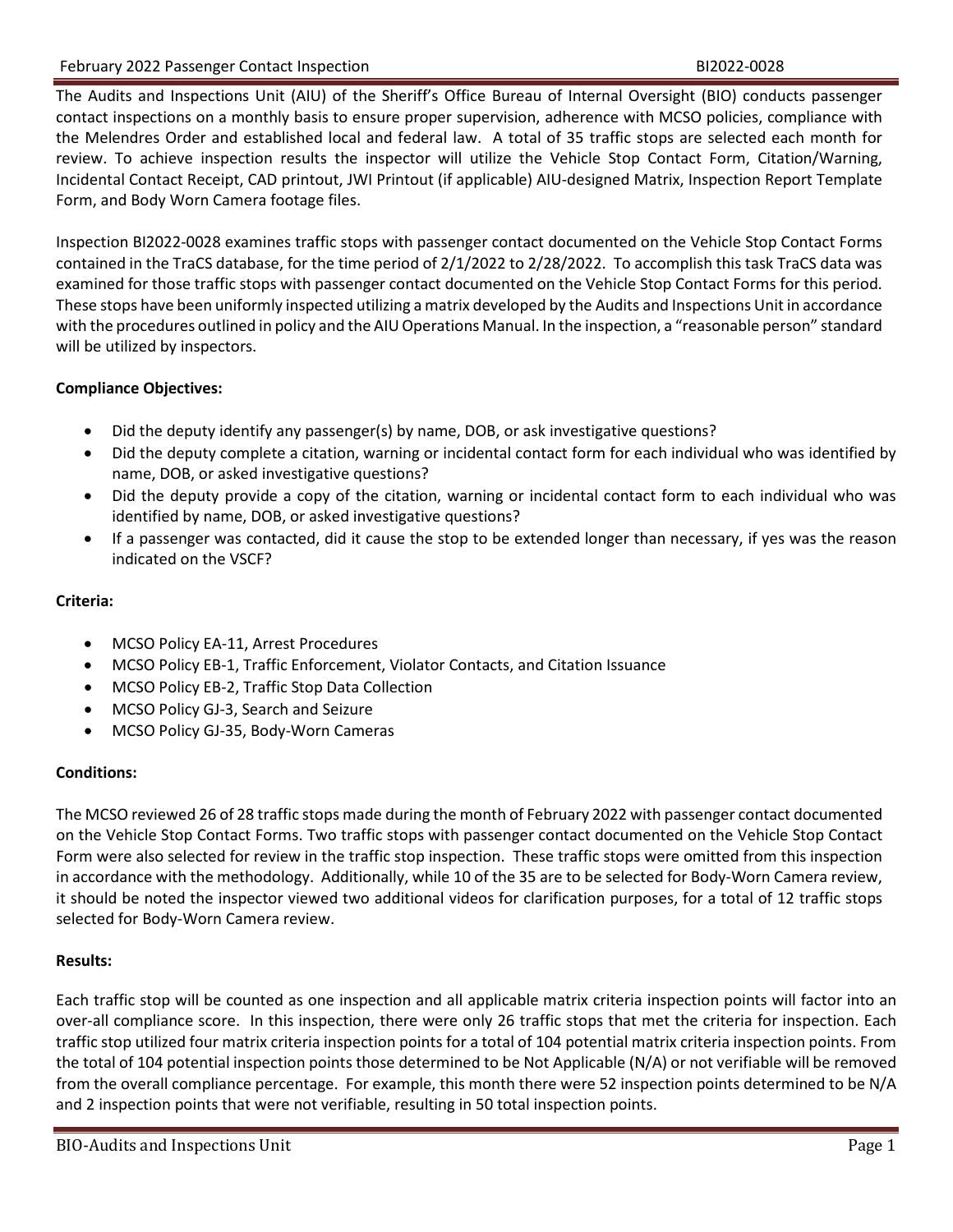The Audits and Inspections Unit (AIU) of the Sheriff's Office Bureau of Internal Oversight (BIO) conducts passenger contact inspections on a monthly basis to ensure proper supervision, adherence with MCSO policies, compliance with the Melendres Order and established local and federal law. A total of 35 traffic stops are selected each month for review. To achieve inspection results the inspector will utilize the Vehicle Stop Contact Form, Citation/Warning, Incidental Contact Receipt, CAD printout, JWI Printout (if applicable) AIU-designed Matrix, Inspection Report Template Form, and Body Worn Camera footage files.

Inspection BI2022-0028 examines traffic stops with passenger contact documented on the Vehicle Stop Contact Forms contained in the TraCS database, for the time period of 2/1/2022 to 2/28/2022. To accomplish this task TraCS data was examined for those traffic stops with passenger contact documented on the Vehicle Stop Contact Forms for this period. These stops have been uniformly inspected utilizing a matrix developed by the Audits and Inspections Unit in accordance with the procedures outlined in policy and the AIU Operations Manual. In the inspection, a "reasonable person" standard will be utilized by inspectors.

**Compliance Objectives:**

- Did the deputy identify any passenger(s) by name, DOB, or ask investigative questions?
- Did the deputy complete a citation, warning or incidental contact form for each individual who was identified by name, DOB, or asked investigative questions?
- Did the deputy provide a copy of the citation, warning or incidental contact form to each individual who was identified by name, DOB, or asked investigative questions?
- If a passenger was contacted, did it cause the stop to be extended longer than necessary, if yes was the reason indicated on the VSCF?

**Criteria:**

- MCSO Policy EA-11, Arrest Procedures
- MCSO Policy EB-1, Traffic Enforcement, Violator Contacts, and Citation Issuance
- MCSO Policy EB-2, Traffic Stop Data Collection
- MCSO Policy GJ-3, Search and Seizure
- MCSO Policy GJ-35, Body-Worn Cameras

**Conditions:**

The MCSO reviewed 26 of 28 traffic stops made during the month of February 2022 with passenger contact documented on the Vehicle Stop Contact Forms. Two traffic stops with passenger contact documented on the Vehicle Stop Contact Form were also selected for review in the traffic stop inspection. These traffic stops were omitted from this inspection in accordance with the methodology. Additionally, while 10 of the 35 are to be selected for Body-Worn Camera review, it should be noted the inspector viewed two additional videos for clarification purposes, for a total of 12 traffic stops selected for Body-Worn Camera review.

**Results:**

Each traffic stop will be counted as one inspection and all applicable matrix criteria inspection points will factor into an over-all compliance score. In this inspection, there were only 26 traffic stops that met the criteria for inspection. Each traffic stop utilized four matrix criteria inspection points for a total of 104 potential matrix criteria inspection points. From the total of 104 potential inspection points those determined to be Not Applicable (N/A) or not verifiable will be removed from the overall compliance percentage. For example, this month there were 52 inspection points determined to be N/A and 2 inspection points that were not verifiable, resulting in 50 total inspection points.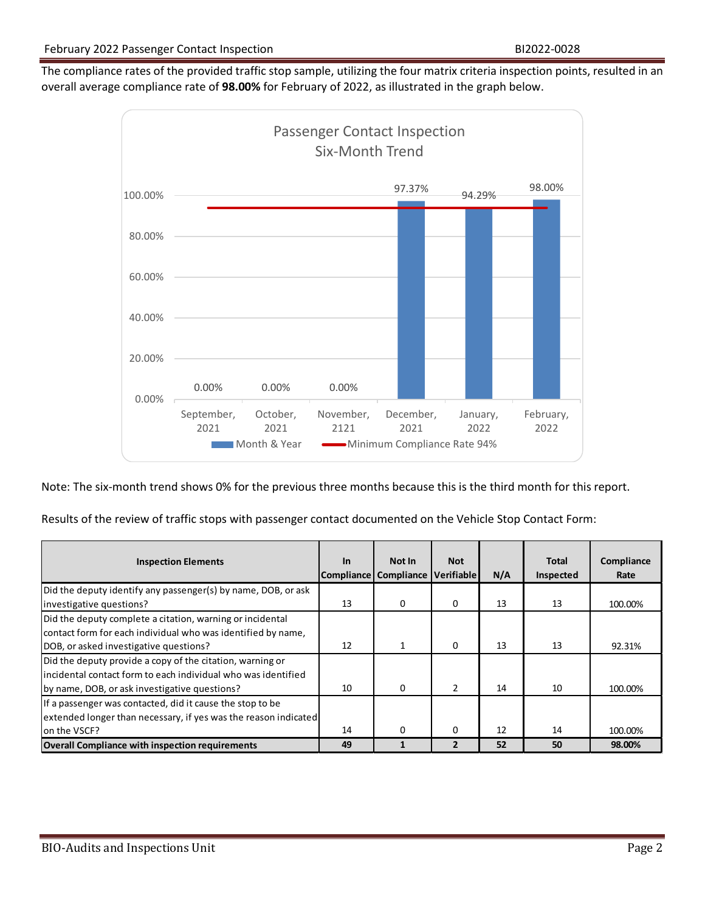The compliance rates of the provided traffic stop sample, utilizing the four matrix criteria inspection points, resulted in an overall average compliance rate of **98.00%** for February of 2022, as illustrated in the graph below.

Passenger Contact Inspection
Six-Month Trend

| Month & Year | Compliance Rate |
|---|---|
| September, 2021 | 0.00% |
| October, 2021 | 0.00% |
| November, 2121 | 0.00% |
| December, 2021 | 97.37% |
| January, 2022 | 94.29% |
| February, 2022 | 98.00% |

Minimum Compliance Rate 94%

Note: The six-month trend shows 0% for the previous three months because this is the third month for this report.

Results of the review of traffic stops with passenger contact documented on the Vehicle Stop Contact Form:

| Inspection Elements | In Compliance | Not In Compliance | Not Verifiable | N/A | Total Inspected | Compliance Rate |
|---|---|---|---|---|---|---|
| Did the deputy identify any passenger(s) by name, DOB, or ask investigative questions? | 13 | 0 | 0 | 13 | 13 | 100.00% |
| Did the deputy complete a citation, warning or incidental contact form for each individual who was identified by name, DOB, or asked investigative questions? | 12 | 1 | 0 | 13 | 13 | 92.31% |
| Did the deputy provide a copy of the citation, warning or incidental contact form to each individual who was identified by name, DOB, or ask investigative questions? | 10 | 0 | 2 | 14 | 10 | 100.00% |
| If a passenger was contacted, did it cause the stop to be extended longer than necessary, if yes was the reason indicated on the VSCF? | 14 | 0 | 0 | 12 | 14 | 100.00% |
| **Overall Compliance with inspection requirements** | **49** | **1** | **2** | **52** | **50** | **98.00%** |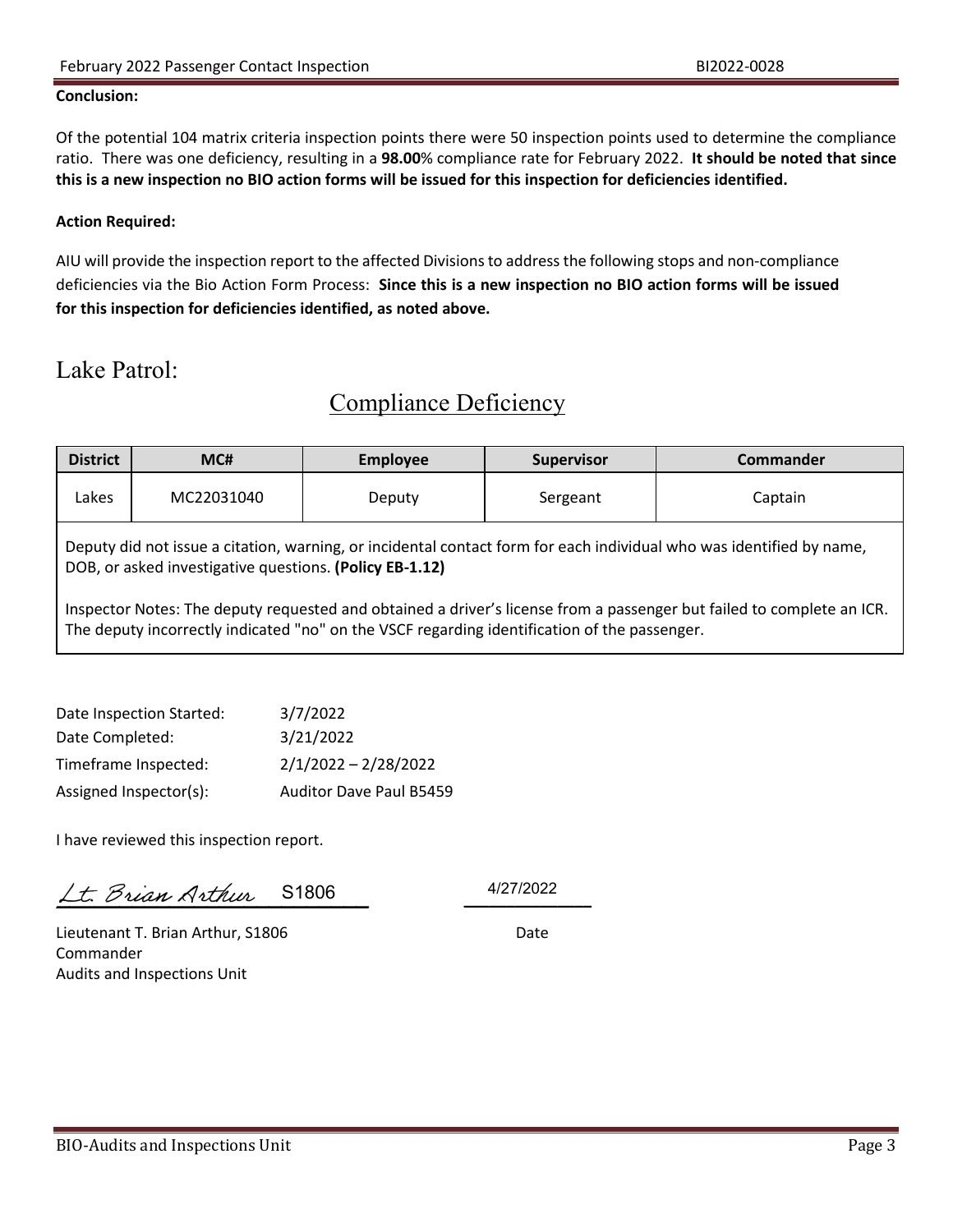**Conclusion:**

Of the potential 104 matrix criteria inspection points there were 50 inspection points used to determine the compliance ratio. There was one deficiency, resulting in a **98.00**% compliance rate for February 2022. **It should be noted that since this is a new inspection no BIO action forms will be issued for this inspection for deficiencies identified.**

**Action Required:**

AIU will provide the inspection report to the affected Divisions to address the following stops and non-compliance deficiencies via the Bio Action Form Process: **Since this is a new inspection no BIO action forms will be issued for this inspection for deficiencies identified, as noted above.**

# Lake Patrol:

## Compliance Deficiency

| District | MC# | Employee | Supervisor | Commander |
|---|---|---|---|---|
| Lakes | MC22031040 | Deputy | Sergeant | Captain |
| Deputy did not issue a citation, warning, or incidental contact form for each individual who was identified by name, DOB, or asked investigative questions. **(Policy EB-1.12)**<br><br>Inspector Notes: The deputy requested and obtained a driver's license from a passenger but failed to complete an ICR. The deputy incorrectly indicated "no" on the VSCF regarding identification of the passenger. | | | | |

Date Inspection Started: 3/7/2022
Date Completed: 3/21/2022
Timeframe Inspected: 2/1/2022 – 2/28/2022
Assigned Inspector(s): Auditor Dave Paul B5459

I have reviewed this inspection report.

Lt. Brian Arthur S1806 4/27/2022

Lieutenant T. Brian Arthur, S1806 Date
Commander
Audits and Inspections Unit